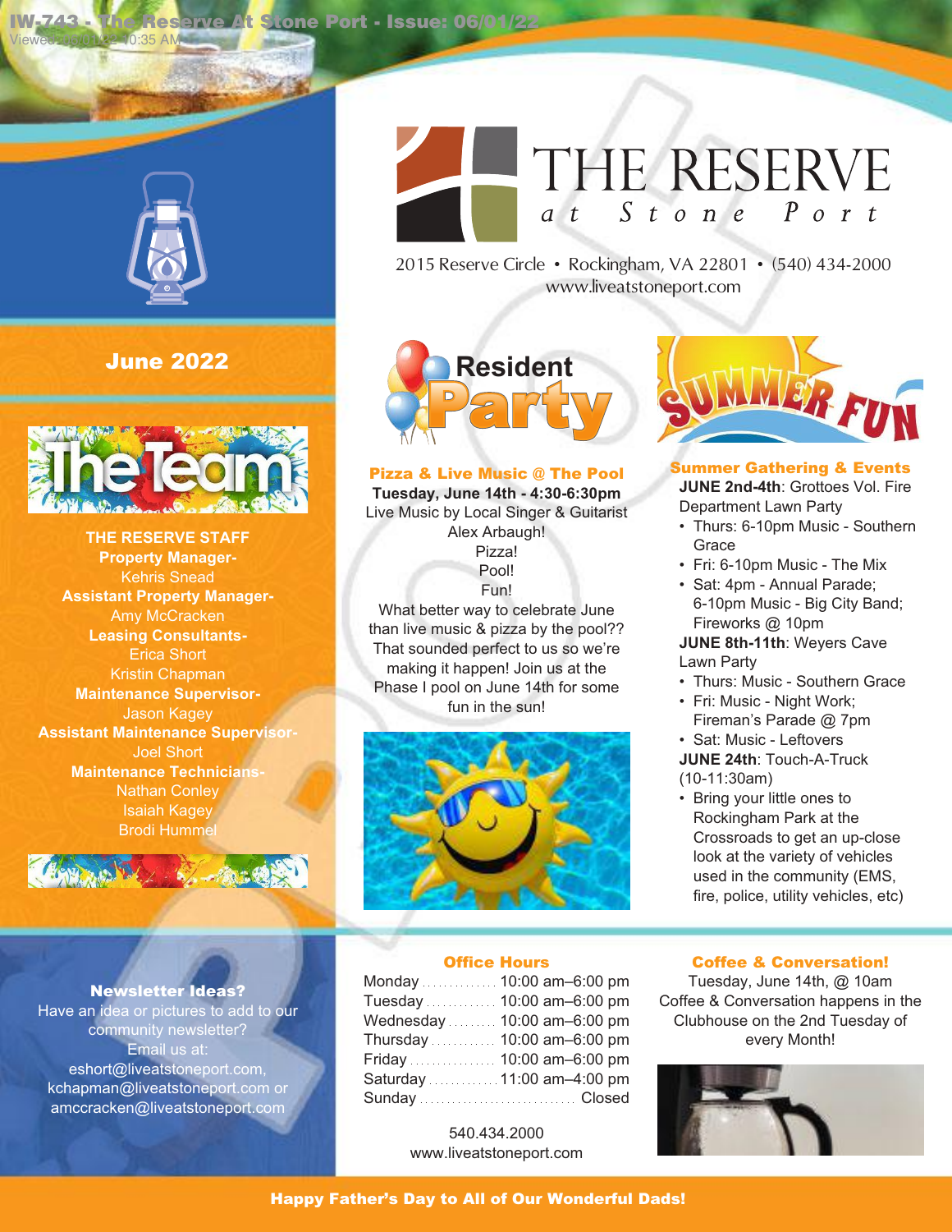# THE RESERVE at Stone Port

2015 Reserve Circle • Rockingham, VA 22801 • (540) 434-2000
www.liveatstoneport.com

## June 2022

### THE RESERVE STAFF

**Property Manager-**
Kehris Snead

**Assistant Property Manager-**
Amy McCracken

**Leasing Consultants-**
Erica Short
Kristin Chapman

**Maintenance Supervisor-**
Jason Kagey

**Assistant Maintenance Supervisor-**
Joel Short

**Maintenance Technicians-**
Nathan Conley
Isaiah Kagey
Brodi Hummel

## Resident Party

### Pizza & Live Music @ The Pool

**Tuesday, June 14th - 4:30-6:30pm**

Live Music by Local Singer & Guitarist Alex Arbaugh!

Pizza!

Pool!

Fun!

What better way to celebrate June than live music & pizza by the pool?? That sounded perfect to us so we're making it happen! Join us at the Phase I pool on June 14th for some fun in the sun!

## Summer Fun

### Summer Gathering & Events

**JUNE 2nd-4th**: Grottoes Vol. Fire Department Lawn Party

- Thurs: 6-10pm Music - Southern Grace
- Fri: 6-10pm Music - The Mix
- Sat: 4pm - Annual Parade; 6-10pm Music - Big City Band; Fireworks @ 10pm

**JUNE 8th-11th**: Weyers Cave Lawn Party

- Thurs: Music - Southern Grace
- Fri: Music - Night Work; Fireman's Parade @ 7pm
- Sat: Music - Leftovers

**JUNE 24th**: Touch-A-Truck (10-11:30am)

- Bring your little ones to Rockingham Park at the Crossroads to get an up-close look at the variety of vehicles used in the community (EMS, fire, police, utility vehicles, etc)

### Newsletter Ideas?

Have an idea or pictures to add to our community newsletter? Email us at: eshort@liveatstoneport.com, kchapman@liveatstoneport.com or amccracken@liveatstoneport.com

### Office Hours

| Day | Hours |
|---|---|
| Monday | 10:00 am–6:00 pm |
| Tuesday | 10:00 am–6:00 pm |
| Wednesday | 10:00 am–6:00 pm |
| Thursday | 10:00 am–6:00 pm |
| Friday | 10:00 am–6:00 pm |
| Saturday | 11:00 am–4:00 pm |
| Sunday | Closed |

540.434.2000
www.liveatstoneport.com

### Coffee & Conversation!

Tuesday, June 14th, @ 10am
Coffee & Conversation happens in the Clubhouse on the 2nd Tuesday of every Month!

**Happy Father's Day to All of Our Wonderful Dads!**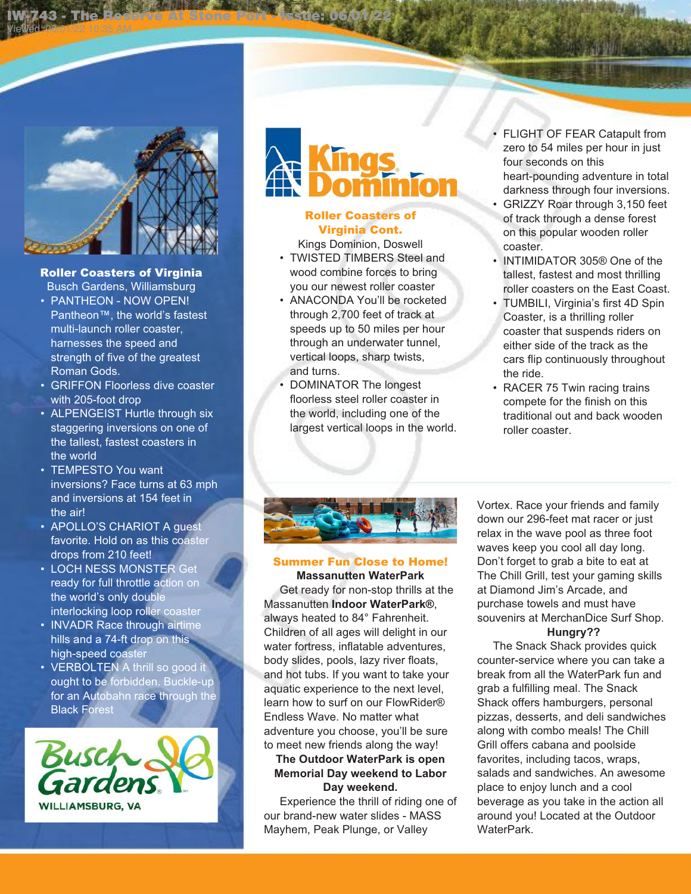## Roller Coasters of Virginia

Busch Gardens, Williamsburg

- PANTHEON - NOW OPEN! Pantheon™, the world's fastest multi-launch roller coaster, harnesses the speed and strength of five of the greatest Roman Gods.
- GRIFFON Floorless dive coaster with 205-foot drop
- ALPENGEIST Hurtle through six staggering inversions on one of the tallest, fastest coasters in the world
- TEMPESTO You want inversions? Face turns at 63 mph and inversions at 154 feet in the air!
- APOLLO'S CHARIOT A guest favorite. Hold on as this coaster drops from 210 feet!
- LOCH NESS MONSTER Get ready for full throttle action on the world's only double interlocking loop roller coaster
- INVADR Race through airtime hills and a 74-ft drop on this high-speed coaster
- VERBOLTEN A thrill so good it ought to be forbidden. Buckle-up for an Autobahn race through the Black Forest

Busch Gardens WILLIAMSBURG, VA

Kings Dominion

## Roller Coasters of Virginia Cont.

Kings Dominion, Doswell

- TWISTED TIMBERS Steel and wood combine forces to bring you our newest roller coaster
- ANACONDA You'll be rocketed through 2,700 feet of track at speeds up to 50 miles per hour through an underwater tunnel, vertical loops, sharp twists, and turns.
- DOMINATOR The longest floorless steel roller coaster in the world, including one of the largest vertical loops in the world.
- FLIGHT OF FEAR Catapult from zero to 54 miles per hour in just four seconds on this heart-pounding adventure in total darkness through four inversions.
- GRIZZY Roar through 3,150 feet of track through a dense forest on this popular wooden roller coaster.
- INTIMIDATOR 305® One of the tallest, fastest and most thrilling roller coasters on the East Coast.
- TUMBILI, Virginia's first 4D Spin Coaster, is a thrilling roller coaster that suspends riders on either side of the track as the cars flip continuously throughout the ride.
- RACER 75 Twin racing trains compete for the finish on this traditional out and back wooden roller coaster.

## Summer Fun Close to Home!

**Massanutten WaterPark**

Get ready for non-stop thrills at the Massanutten **Indoor WaterPark®**, always heated to 84° Fahrenheit. Children of all ages will delight in our water fortress, inflatable adventures, body slides, pools, lazy river floats, and hot tubs. If you want to take your aquatic experience to the next level, learn how to surf on our FlowRider® Endless Wave. No matter what adventure you choose, you'll be sure to meet new friends along the way!

**The Outdoor WaterPark is open Memorial Day weekend to Labor Day weekend.**

Experience the thrill of riding one of our brand-new water slides - MASS Mayhem, Peak Plunge, or Valley Vortex. Race your friends and family down our 296-feet mat racer or just relax in the wave pool as three foot waves keep you cool all day long. Don't forget to grab a bite to eat at The Chill Grill, test your gaming skills at Diamond Jim's Arcade, and purchase towels and must have souvenirs at MerchanDice Surf Shop.

**Hungry??**

The Snack Shack provides quick counter-service where you can take a break from all the WaterPark fun and grab a fulfilling meal. The Snack Shack offers hamburgers, personal pizzas, desserts, and deli sandwiches along with combo meals! The Chill Grill offers cabana and poolside favorites, including tacos, wraps, salads and sandwiches. An awesome place to enjoy lunch and a cool beverage as you take in the action all around you! Located at the Outdoor WaterPark.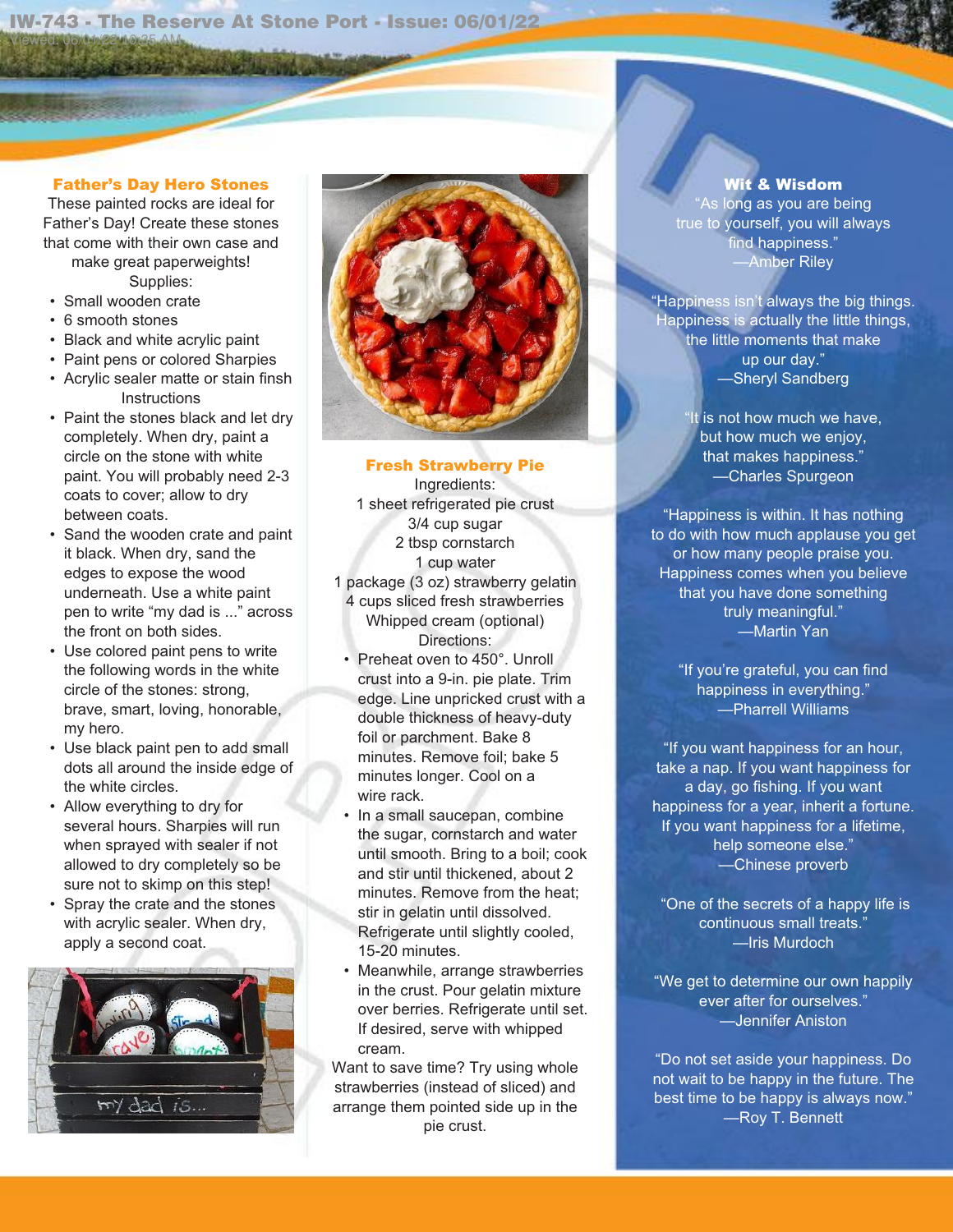## Father's Day Hero Stones

These painted rocks are ideal for Father's Day! Create these stones that come with their own case and make great paperweights!

Supplies:

- Small wooden crate
- 6 smooth stones
- Black and white acrylic paint
- Paint pens or colored Sharpies
- Acrylic sealer matte or stain finsh

Instructions

- Paint the stones black and let dry completely. When dry, paint a circle on the stone with white paint. You will probably need 2-3 coats to cover; allow to dry between coats.
- Sand the wooden crate and paint it black. When dry, sand the edges to expose the wood underneath. Use a white paint pen to write "my dad is ..." across the front on both sides.
- Use colored paint pens to write the following words in the white circle of the stones: strong, brave, smart, loving, honorable, my hero.
- Use black paint pen to add small dots all around the inside edge of the white circles.
- Allow everything to dry for several hours. Sharpies will run when sprayed with sealer if not allowed to dry completely so be sure not to skimp on this step!
- Spray the crate and the stones with acrylic sealer. When dry, apply a second coat.

## Fresh Strawberry Pie

Ingredients:

1 sheet refrigerated pie crust
3/4 cup sugar
2 tbsp cornstarch
1 cup water
1 package (3 oz) strawberry gelatin
4 cups sliced fresh strawberries
Whipped cream (optional)

Directions:

- Preheat oven to 450°. Unroll crust into a 9-in. pie plate. Trim edge. Line unpricked crust with a double thickness of heavy-duty foil or parchment. Bake 8 minutes. Remove foil; bake 5 minutes longer. Cool on a wire rack.
- In a small saucepan, combine the sugar, cornstarch and water until smooth. Bring to a boil; cook and stir until thickened, about 2 minutes. Remove from the heat; stir in gelatin until dissolved. Refrigerate until slightly cooled, 15-20 minutes.
- Meanwhile, arrange strawberries in the crust. Pour gelatin mixture over berries. Refrigerate until set. If desired, serve with whipped cream.

Want to save time? Try using whole strawberries (instead of sliced) and arrange them pointed side up in the pie crust.

## Wit & Wisdom

"As long as you are being true to yourself, you will always find happiness."
—Amber Riley

"Happiness isn't always the big things. Happiness is actually the little things, the little moments that make up our day."
—Sheryl Sandberg

"It is not how much we have, but how much we enjoy, that makes happiness."
—Charles Spurgeon

"Happiness is within. It has nothing to do with how much applause you get or how many people praise you. Happiness comes when you believe that you have done something truly meaningful."
—Martin Yan

"If you're grateful, you can find happiness in everything."
—Pharrell Williams

"If you want happiness for an hour, take a nap. If you want happiness for a day, go fishing. If you want happiness for a year, inherit a fortune. If you want happiness for a lifetime, help someone else."
—Chinese proverb

"One of the secrets of a happy life is continuous small treats."
—Iris Murdoch

"We get to determine our own happily ever after for ourselves."
—Jennifer Aniston

"Do not set aside your happiness. Do not wait to be happy in the future. The best time to be happy is always now."
—Roy T. Bennett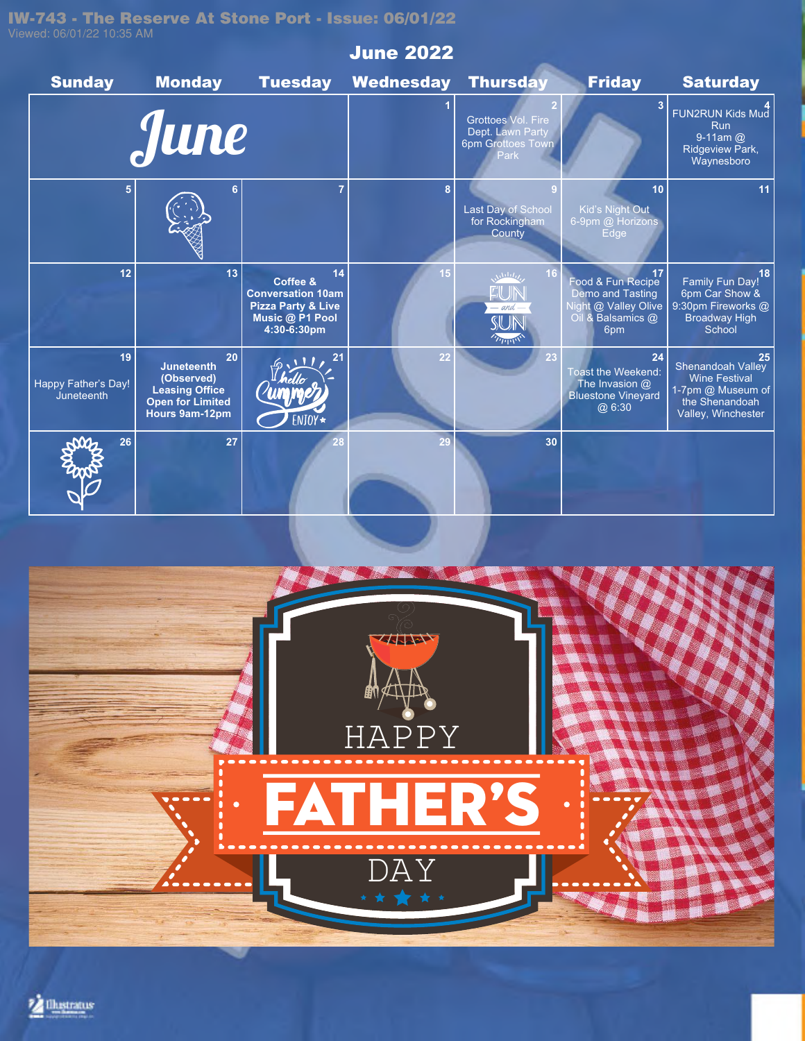IW-743 - The Reserve At Stone Port - Issue: 06/01/22
Viewed: 06/01/22 10:35 AM

# June 2022

| Sunday | Monday | Tuesday | Wednesday | Thursday | Friday | Saturday |
|---|---|---|---|---|---|---|
| June | | | 1 | 2 Grottoes Vol. Fire Dept. Lawn Party 6pm Grottoes Town Park | 3 | 4 FUN2RUN Kids Mud Run 9-11am @ Ridgeview Park, Waynesboro |
| 5 | 6 | 7 | 8 | 9 Last Day of School for Rockingham County | 10 Kid's Night Out 6-9pm @ Horizons Edge | 11 |
| 12 | 13 | 14 **Coffee & Conversation 10am Pizza Party & Live Music @ P1 Pool 4:30-6:30pm** | 15 | 16 FUN and SUN | 17 Food & Fun Recipe Demo and Tasting Night @ Valley Olive Oil & Balsamics @ 6pm | 18 Family Fun Day! 6pm Car Show & 9:30pm Fireworks @ Broadway High School |
| 19 Happy Father's Day! Juneteenth | 20 **Juneteenth (Observed) Leasing Office Open for Limited Hours 9am-12pm** | 21 hello Summer ENJOY | 22 | 23 | 24 Toast the Weekend: The Invasion @ Bluestone Vineyard @ 6:30 | 25 Shenandoah Valley Wine Festival 1-7pm @ Museum of the Shenandoah Valley, Winchester |
| 26 | 27 | 28 | 29 | 30 | | |

HAPPY FATHER'S DAY